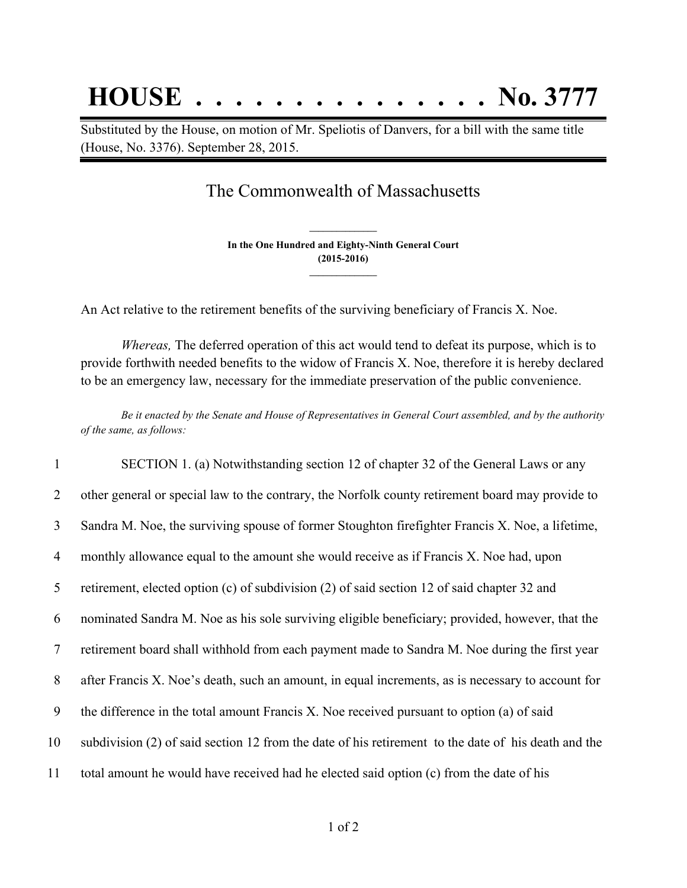# HOUSE . . . . . . . . . . . . . . . No. 3777

Substituted by the House, on motion of Mr. Speliotis of Danvers, for a bill with the same title (House, No. 3376). September 28, 2015.

## The Commonwealth of Massachusetts

**In the One Hundred and Eighty-Ninth General Court**
**(2015-2016)**

An Act relative to the retirement benefits of the surviving beneficiary of Francis X. Noe.

*Whereas,* The deferred operation of this act would tend to defeat its purpose, which is to provide forthwith needed benefits to the widow of Francis X. Noe, therefore it is hereby declared to be an emergency law, necessary for the immediate preservation of the public convenience.

*Be it enacted by the Senate and House of Representatives in General Court assembled, and by the authority of the same, as follows:*

1 SECTION 1. (a) Notwithstanding section 12 of chapter 32 of the General Laws or any
2 other general or special law to the contrary, the Norfolk county retirement board may provide to
3 Sandra M. Noe, the surviving spouse of former Stoughton firefighter Francis X. Noe, a lifetime,
4 monthly allowance equal to the amount she would receive as if Francis X. Noe had, upon
5 retirement, elected option (c) of subdivision (2) of said section 12 of said chapter 32 and
6 nominated Sandra M. Noe as his sole surviving eligible beneficiary; provided, however, that the
7 retirement board shall withhold from each payment made to Sandra M. Noe during the first year
8 after Francis X. Noe's death, such an amount, in equal increments, as is necessary to account for
9 the difference in the total amount Francis X. Noe received pursuant to option (a) of said
10 subdivision (2) of said section 12 from the date of his retirement to the date of his death and the
11 total amount he would have received had he elected said option (c) from the date of his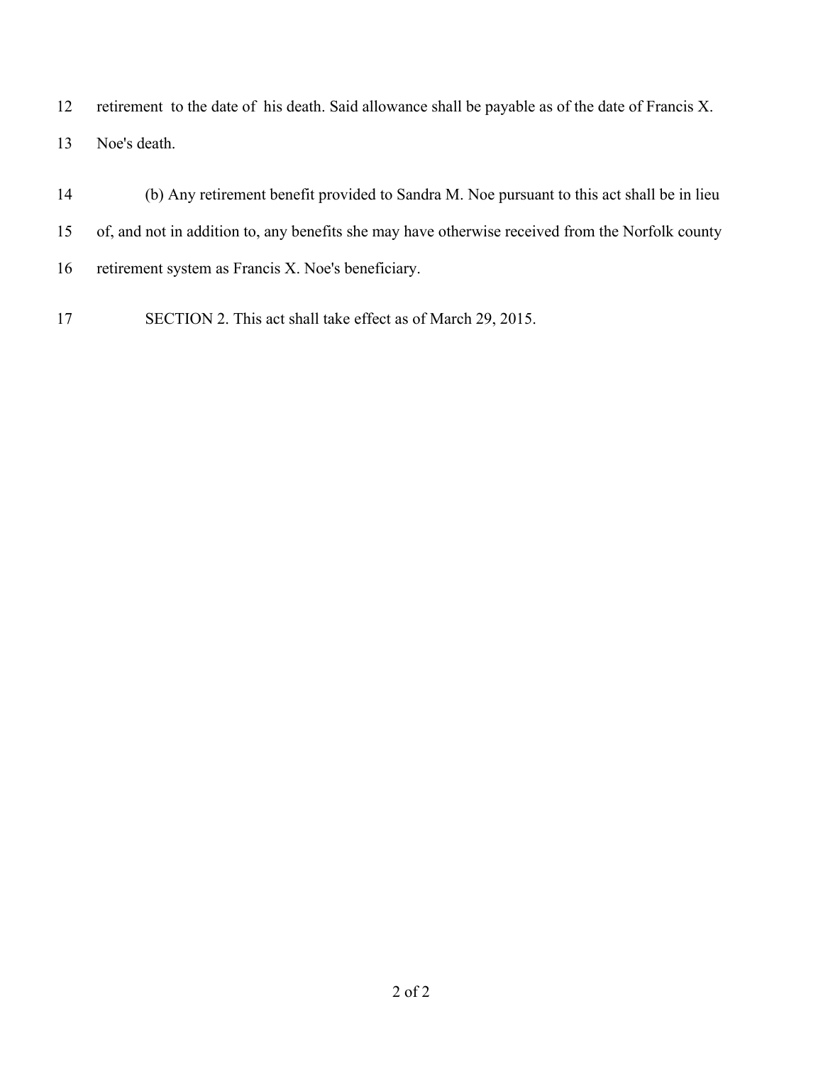retirement to the date of his death. Said allowance shall be payable as of the date of Francis X. Noe's death.

(b) Any retirement benefit provided to Sandra M. Noe pursuant to this act shall be in lieu of, and not in addition to, any benefits she may have otherwise received from the Norfolk county retirement system as Francis X. Noe's beneficiary.

SECTION 2. This act shall take effect as of March 29, 2015.